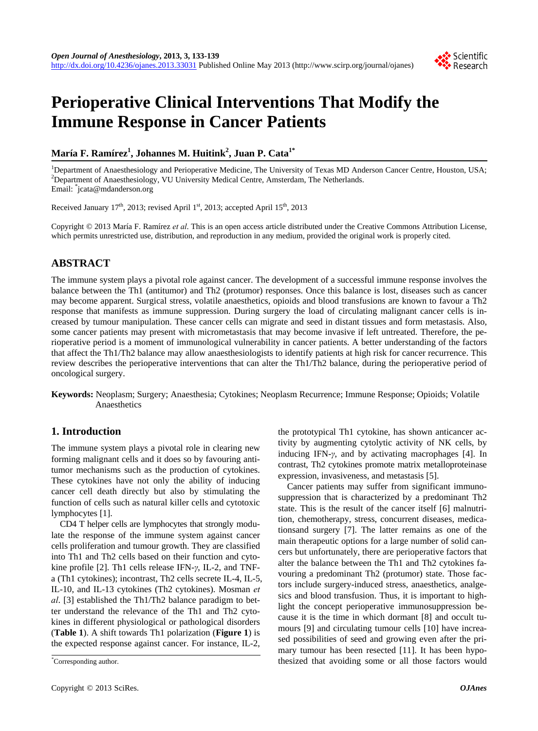# Perioperative Clinical Interventions That Modify the Immune Response in Cancer Patients

**María F. Ramírez[1], Johannes M. Huitink[2], Juan P. Cata[1*]**

[1]Department of Anaesthesiology and Perioperative Medicine, The University of Texas MD Anderson Cancer Centre, Houston, USA;
[2]Department of Anaesthesiology, VU University Medical Centre, Amsterdam, The Netherlands.
Email: *jcata@mdanderson.org

Received January 17th, 2013; revised April 1st, 2013; accepted April 15th, 2013

Copyright © 2013 María F. Ramírez *et al*. This is an open access article distributed under the Creative Commons Attribution License, which permits unrestricted use, distribution, and reproduction in any medium, provided the original work is properly cited.

## ABSTRACT

The immune system plays a pivotal role against cancer. The development of a successful immune response involves the balance between the Th1 (antitumor) and Th2 (protumor) responses. Once this balance is lost, diseases such as cancer may become apparent. Surgical stress, volatile anaesthetics, opioids and blood transfusions are known to favour a Th2 response that manifests as immune suppression. During surgery the load of circulating malignant cancer cells is increased by tumour manipulation. These cancer cells can migrate and seed in distant tissues and form metastasis. Also, some cancer patients may present with micrometastasis that may become invasive if left untreated. Therefore, the perioperative period is a moment of immunological vulnerability in cancer patients. A better understanding of the factors that affect the Th1/Th2 balance may allow anaesthesiologists to identify patients at high risk for cancer recurrence. This review describes the perioperative interventions that can alter the Th1/Th2 balance, during the perioperative period of oncological surgery.

**Keywords:** Neoplasm; Surgery; Anaesthesia; Cytokines; Neoplasm Recurrence; Immune Response; Opioids; Volatile Anaesthetics

## 1. Introduction

The immune system plays a pivotal role in clearing new forming malignant cells and it does so by favouring antitumor mechanisms such as the production of cytokines. These cytokines have not only the ability of inducing cancer cell death directly but also by stimulating the function of cells such as natural killer cells and cytotoxic lymphocytes [1].

CD4 T helper cells are lymphocytes that strongly modulate the response of the immune system against cancer cells proliferation and tumour growth. They are classified into Th1 and Th2 cells based on their function and cytokine profile [2]. Th1 cells release IFN-*γ*, IL-2, and TNF-a (Th1 cytokines); incontrast, Th2 cells secrete IL-4, IL-5, IL-10, and IL-13 cytokines (Th2 cytokines). Mosman *et al*. [3] established the Th1/Th2 balance paradigm to better understand the relevance of the Th1 and Th2 cytokines in different physiological or pathological disorders (**Table 1**). A shift towards Th1 polarization (**Figure 1**) is the expected response against cancer. For instance, IL-2, the prototypical Th1 cytokine, has shown anticancer activity by augmenting cytolytic activity of NK cells, by inducing IFN-*γ*, and by activating macrophages [4]. In contrast, Th2 cytokines promote matrix metalloproteinase expression, invasiveness, and metastasis [5].

Cancer patients may suffer from significant immunosuppression that is characterized by a predominant Th2 state. This is the result of the cancer itself [6] malnutrition, chemotherapy, stress, concurrent diseases, medicationsand surgery [7]. The latter remains as one of the main therapeutic options for a large number of solid cancers but unfortunately, there are perioperative factors that alter the balance between the Th1 and Th2 cytokines favouring a predominant Th2 (protumor) state. Those factors include surgery-induced stress, anaesthetics, analgesics and blood transfusion. Thus, it is important to highlight the concept perioperative immunosuppression because it is the time in which dormant [8] and occult tumours [9] and circulating tumour cells [10] have increased possibilities of seed and growing even after the primary tumour has been resected [11]. It has been hypothesized that avoiding some or all those factors would

*Corresponding author.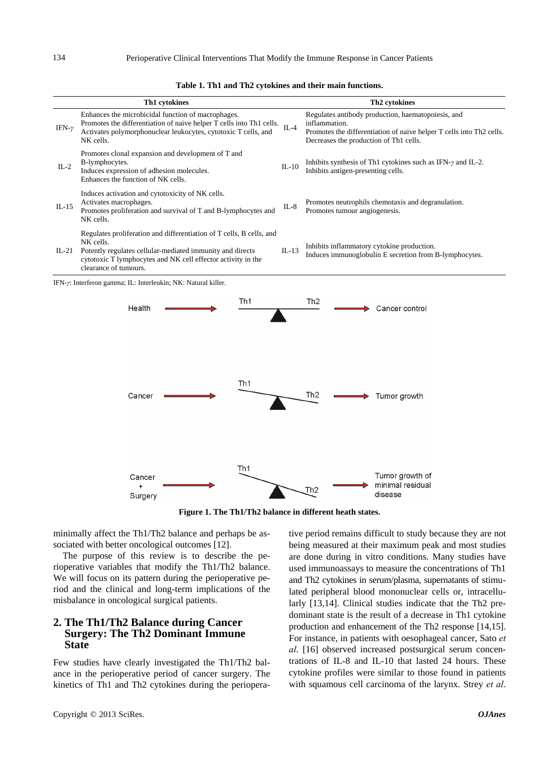**Table 1. Th1 and Th2 cytokines and their main functions.**

| Th1 cytokines | | Th2 cytokines | |
|---|---|---|---|
| IFN-$\gamma$ | Enhances the microbicidal function of macrophages. Promotes the differentiation of naive helper T cells into Th1 cells. Activates polymorphonuclear leukocytes, cytotoxic T cells, and NK cells. | IL-4 | Regulates antibody production, haematopoiesis, and inflammation. Promotes the differentiation of naive helper T cells into Th2 cells. Decreases the production of Th1 cells. |
| IL-2 | Promotes clonal expansion and development of T and B-lymphocytes. Induces expression of adhesion molecules. Enhances the function of NK cells. | IL-10 | Inhibits synthesis of Th1 cytokines such as IFN-$\gamma$ and IL-2. Inhibits antigen-presenting cells. |
| IL-15 | Induces activation and cytotoxicity of NK cells. Activates macrophages. Promotes proliferation and survival of T and B-lymphocytes and NK cells. | IL-8 | Promotes neutrophils chemotaxis and degranulation. Promotes tumour angiogenesis. |
| IL-21 | Regulates proliferation and differentiation of T cells, B cells, and NK cells. Potently regulates cellular-mediated immunity and directs cytotoxic T lymphocytes and NK cell effector activity in the clearance of tumours. | IL-13 | Inhibits inflammatory cytokine production. Induces immunoglobulin E secretion from B-lymphocytes. |

IFN-$\gamma$: Interferon gamma; IL: Interleukin; NK: Natural killer.

**Figure 1. The Th1/Th2 balance in different heath states.**

minimally affect the Th1/Th2 balance and perhaps be associated with better oncological outcomes [12].

The purpose of this review is to describe the perioperative variables that modify the Th1/Th2 balance. We will focus on its pattern during the perioperative period and the clinical and long-term implications of the misbalance in oncological surgical patients.

## 2. The Th1/Th2 Balance during Cancer Surgery: The Th2 Dominant Immune State

Few studies have clearly investigated the Th1/Th2 balance in the perioperative period of cancer surgery. The kinetics of Th1 and Th2 cytokines during the perioperative period remains difficult to study because they are not being measured at their maximum peak and most studies are done during in vitro conditions. Many studies have used immunoassays to measure the concentrations of Th1 and Th2 cytokines in serum/plasma, supernatants of stimulated peripheral blood mononuclear cells or, intracellularly [13,14]. Clinical studies indicate that the Th2 predominant state is the result of a decrease in Th1 cytokine production and enhancement of the Th2 response [14,15]. For instance, in patients with oesophageal cancer, Sato *et al*. [16] observed increased postsurgical serum concentrations of IL-8 and IL-10 that lasted 24 hours. These cytokine profiles were similar to those found in patients with squamous cell carcinoma of the larynx. Strey *et al*.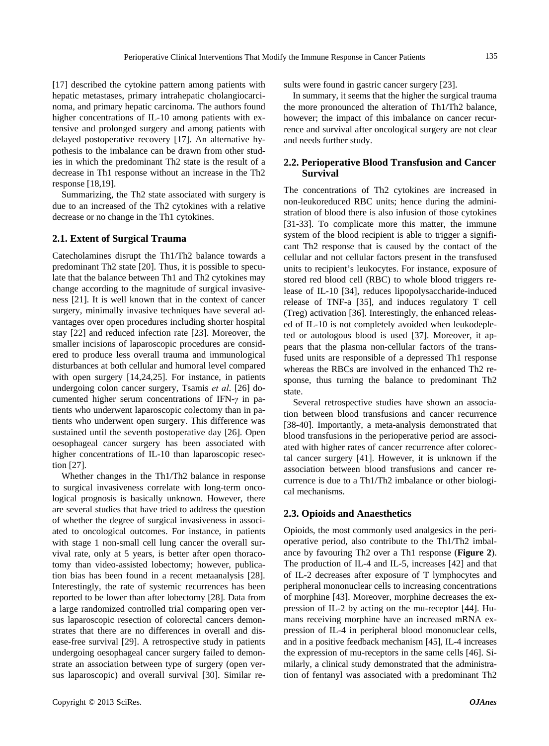[17] described the cytokine pattern among patients with hepatic metastases, primary intrahepatic cholangiocarcinoma, and primary hepatic carcinoma. The authors found higher concentrations of IL-10 among patients with extensive and prolonged surgery and among patients with delayed postoperative recovery [17]. An alternative hypothesis to the imbalance can be drawn from other studies in which the predominant Th2 state is the result of a decrease in Th1 response without an increase in the Th2 response [18,19].

Summarizing, the Th2 state associated with surgery is due to an increased of the Th2 cytokines with a relative decrease or no change in the Th1 cytokines.

### 2.1. Extent of Surgical Trauma

Catecholamines disrupt the Th1/Th2 balance towards a predominant Th2 state [20]. Thus, it is possible to speculate that the balance between Th1 and Th2 cytokines may change according to the magnitude of surgical invasiveness [21]. It is well known that in the context of cancer surgery, minimally invasive techniques have several advantages over open procedures including shorter hospital stay [22] and reduced infection rate [23]. Moreover, the smaller incisions of laparoscopic procedures are considered to produce less overall trauma and immunological disturbances at both cellular and humoral level compared with open surgery [14,24,25]. For instance, in patients undergoing colon cancer surgery, Tsamis *et al*. [26] documented higher serum concentrations of IFN-$\gamma$ in patients who underwent laparoscopic colectomy than in patients who underwent open surgery. This difference was sustained until the seventh postoperative day [26]. Open oesophageal cancer surgery has been associated with higher concentrations of IL-10 than laparoscopic resection [27].

Whether changes in the Th1/Th2 balance in response to surgical invasiveness correlate with long-term oncological prognosis is basically unknown. However, there are several studies that have tried to address the question of whether the degree of surgical invasiveness in associated to oncological outcomes. For instance, in patients with stage 1 non-small cell lung cancer the overall survival rate, only at 5 years, is better after open thoracotomy than video-assisted lobectomy; however, publication bias has been found in a recent metaanalysis [28]. Interestingly, the rate of systemic recurrences has been reported to be lower than after lobectomy [28]. Data from a large randomized controlled trial comparing open versus laparoscopic resection of colorectal cancers demonstrates that there are no differences in overall and disease-free survival [29]. A retrospective study in patients undergoing oesophageal cancer surgery failed to demonstrate an association between type of surgery (open versus laparoscopic) and overall survival [30]. Similar results were found in gastric cancer surgery [23].

In summary, it seems that the higher the surgical trauma the more pronounced the alteration of Th1/Th2 balance, however; the impact of this imbalance on cancer recurrence and survival after oncological surgery are not clear and needs further study.

### 2.2. Perioperative Blood Transfusion and Cancer Survival

The concentrations of Th2 cytokines are increased in non-leukoreduced RBC units; hence during the administration of blood there is also infusion of those cytokines [31-33]. To complicate more this matter, the immune system of the blood recipient is able to trigger a significant Th2 response that is caused by the contact of the cellular and not cellular factors present in the transfused units to recipient's leukocytes. For instance, exposure of stored red blood cell (RBC) to whole blood triggers release of IL-10 [34], reduces lipopolysaccharide-induced release of TNF-a [35], and induces regulatory T cell (Treg) activation [36]. Interestingly, the enhanced released of IL-10 is not completely avoided when leukodepleted or autologous blood is used [37]. Moreover, it appears that the plasma non-cellular factors of the transfused units are responsible of a depressed Th1 response whereas the RBCs are involved in the enhanced Th2 response, thus turning the balance to predominant Th2 state.

Several retrospective studies have shown an association between blood transfusions and cancer recurrence [38-40]. Importantly, a meta-analysis demonstrated that blood transfusions in the perioperative period are associated with higher rates of cancer recurrence after colorectal cancer surgery [41]. However, it is unknown if the association between blood transfusions and cancer recurrence is due to a Th1/Th2 imbalance or other biological mechanisms.

### 2.3. Opioids and Anaesthetics

Opioids, the most commonly used analgesics in the perioperative period, also contribute to the Th1/Th2 imbalance by favouring Th2 over a Th1 response (**Figure 2**). The production of IL-4 and IL-5, increases [42] and that of IL-2 decreases after exposure of T lymphocytes and peripheral mononuclear cells to increasing concentrations of morphine [43]. Moreover, morphine decreases the expression of IL-2 by acting on the mu-receptor [44]. Humans receiving morphine have an increased mRNA expression of IL-4 in peripheral blood mononuclear cells, and in a positive feedback mechanism [45], IL-4 increases the expression of mu-receptors in the same cells [46]. Similarly, a clinical study demonstrated that the administration of fentanyl was associated with a predominant Th2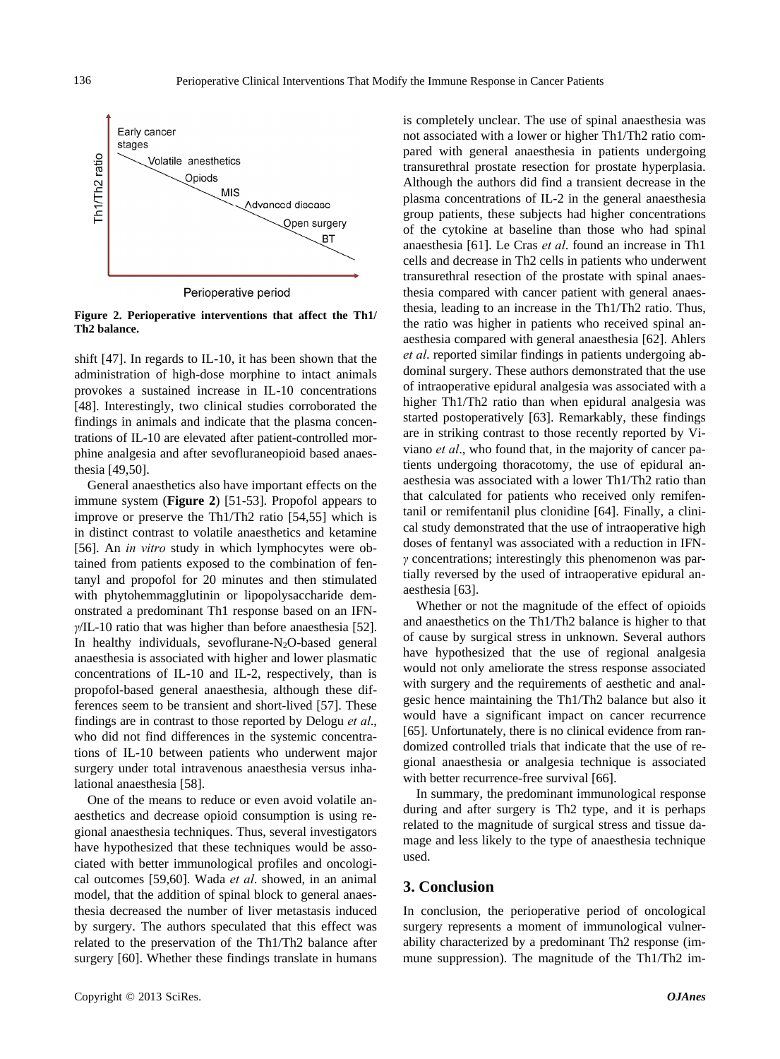Figure 2. Perioperative interventions that affect the Th1/Th2 balance.

shift [47]. In regards to IL-10, it has been shown that the administration of high-dose morphine to intact animals provokes a sustained increase in IL-10 concentrations [48]. Interestingly, two clinical studies corroborated the findings in animals and indicate that the plasma concentrations of IL-10 are elevated after patient-controlled morphine analgesia and after sevofluraneopioid based anaesthesia [49,50].

General anaesthetics also have important effects on the immune system (**Figure 2**) [51-53]. Propofol appears to improve or preserve the Th1/Th2 ratio [54,55] which is in distinct contrast to volatile anaesthetics and ketamine [56]. An *in vitro* study in which lymphocytes were obtained from patients exposed to the combination of fentanyl and propofol for 20 minutes and then stimulated with phytohemmagglutinin or lipopolysaccharide demonstrated a predominant Th1 response based on an IFN-$\gamma$/IL-10 ratio that was higher than before anaesthesia [52]. In healthy individuals, sevoflurane-$N_2O$-based general anaesthesia is associated with higher and lower plasmatic concentrations of IL-10 and IL-2, respectively, than is propofol-based general anaesthesia, although these differences seem to be transient and short-lived [57]. These findings are in contrast to those reported by Delogu *et al*., who did not find differences in the systemic concentrations of IL-10 between patients who underwent major surgery under total intravenous anaesthesia versus inhalational anaesthesia [58].

One of the means to reduce or even avoid volatile anaesthetics and decrease opioid consumption is using regional anaesthesia techniques. Thus, several investigators have hypothesized that these techniques would be associated with better immunological profiles and oncological outcomes [59,60]. Wada *et al*. showed, in an animal model, that the addition of spinal block to general anaesthesia decreased the number of liver metastasis induced by surgery. The authors speculated that this effect was related to the preservation of the Th1/Th2 balance after surgery [60]. Whether these findings translate in humans is completely unclear. The use of spinal anaesthesia was not associated with a lower or higher Th1/Th2 ratio compared with general anaesthesia in patients undergoing transurethral prostate resection for prostate hyperplasia. Although the authors did find a transient decrease in the plasma concentrations of IL-2 in the general anaesthesia group patients, these subjects had higher concentrations of the cytokine at baseline than those who had spinal anaesthesia [61]. Le Cras *et al.* found an increase in Th1 cells and decrease in Th2 cells in patients who underwent transurethral resection of the prostate with spinal anaesthesia compared with cancer patient with general anaesthesia, leading to an increase in the Th1/Th2 ratio. Thus, the ratio was higher in patients who received spinal anaesthesia compared with general anaesthesia [62]. Ahlers *et al*. reported similar findings in patients undergoing abdominal surgery. These authors demonstrated that the use of intraoperative epidural analgesia was associated with a higher Th1/Th2 ratio than when epidural analgesia was started postoperatively [63]. Remarkably, these findings are in striking contrast to those recently reported by Viviano *et al*., who found that, in the majority of cancer patients undergoing thoracotomy, the use of epidural anaesthesia was associated with a lower Th1/Th2 ratio than that calculated for patients who received only remifentanil or remifentanil plus clonidine [64]. Finally, a clinical study demonstrated that the use of intraoperative high doses of fentanyl was associated with a reduction in IFN-$\gamma$ concentrations; interestingly this phenomenon was partially reversed by the used of intraoperative epidural anaesthesia [63].

Whether or not the magnitude of the effect of opioids and anaesthetics on the Th1/Th2 balance is higher to that of cause by surgical stress in unknown. Several authors have hypothesized that the use of regional analgesia would not only ameliorate the stress response associated with surgery and the requirements of aesthetic and analgesic hence maintaining the Th1/Th2 balance but also it would have a significant impact on cancer recurrence [65]. Unfortunately, there is no clinical evidence from randomized controlled trials that indicate that the use of regional anaesthesia or analgesia technique is associated with better recurrence-free survival [66].

In summary, the predominant immunological response during and after surgery is Th2 type, and it is perhaps related to the magnitude of surgical stress and tissue damage and less likely to the type of anaesthesia technique used.

## 3. Conclusion

In conclusion, the perioperative period of oncological surgery represents a moment of immunological vulnerability characterized by a predominant Th2 response (immune suppression). The magnitude of the Th1/Th2 im-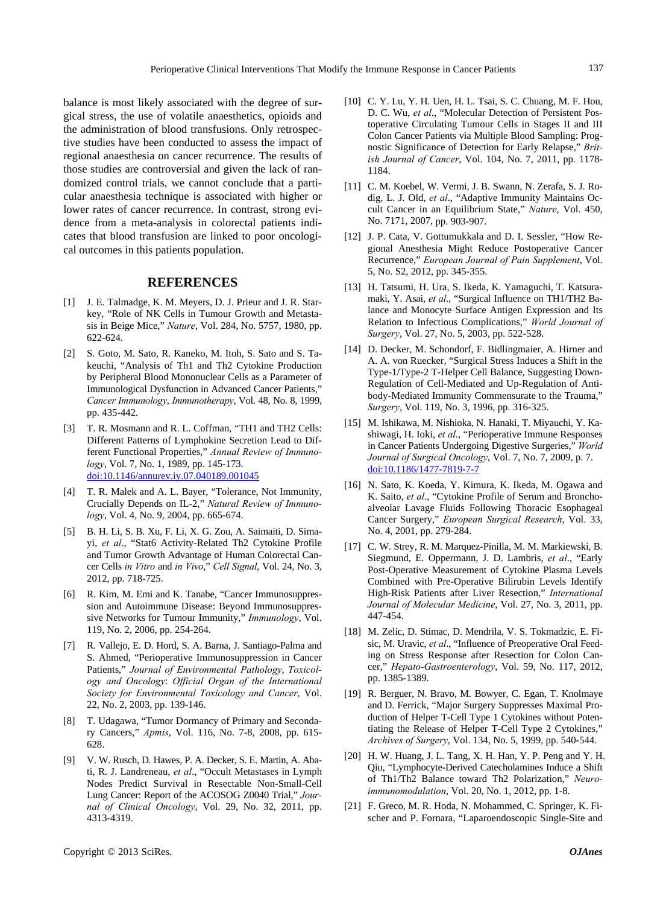balance is most likely associated with the degree of surgical stress, the use of volatile anaesthetics, opioids and the administration of blood transfusions. Only retrospective studies have been conducted to assess the impact of regional anaesthesia on cancer recurrence. The results of those studies are controversial and given the lack of randomized control trials, we cannot conclude that a particular anaesthesia technique is associated with higher or lower rates of cancer recurrence. In contrast, strong evidence from a meta-analysis in colorectal patients indicates that blood transfusion are linked to poor oncological outcomes in this patients population.

## REFERENCES

[1] J. E. Talmadge, K. M. Meyers, D. J. Prieur and J. R. Starkey, "Role of NK Cells in Tumour Growth and Metastasis in Beige Mice," *Nature*, Vol. 284, No. 5757, 1980, pp. 622-624.

[2] S. Goto, M. Sato, R. Kaneko, M. Itoh, S. Sato and S. Takeuchi, "Analysis of Th1 and Th2 Cytokine Production by Peripheral Blood Mononuclear Cells as a Parameter of Immunological Dysfunction in Advanced Cancer Patients," *Cancer Immunology*, *Immunotherapy*, Vol. 48, No. 8, 1999, pp. 435-442.

[3] T. R. Mosmann and R. L. Coffman, "TH1 and TH2 Cells: Different Patterns of Lymphokine Secretion Lead to Different Functional Properties," *Annual Review of Immunology*, Vol. 7, No. 1, 1989, pp. 145-173. doi:10.1146/annurev.iy.07.040189.001045

[4] T. R. Malek and A. L. Bayer, "Tolerance, Not Immunity, Crucially Depends on IL-2," *Natural Review of Immunology*, Vol. 4, No. 9, 2004, pp. 665-674.

[5] B. H. Li, S. B. Xu, F. Li, X. G. Zou, A. Saimaiti, D. Simayi, *et al*., "Stat6 Activity-Related Th2 Cytokine Profile and Tumor Growth Advantage of Human Colorectal Cancer Cells *in Vitro* and *in Vivo*," *Cell Signal*, Vol. 24, No. 3, 2012, pp. 718-725.

[6] R. Kim, M. Emi and K. Tanabe, "Cancer Immunosuppression and Autoimmune Disease: Beyond Immunosuppressive Networks for Tumour Immunity," *Immunology*, Vol. 119, No. 2, 2006, pp. 254-264.

[7] R. Vallejo, E. D. Hord, S. A. Barna, J. Santiago-Palma and S. Ahmed, "Perioperative Immunosuppression in Cancer Patients," *Journal of Environmental Pathology*, *Toxicology and Oncology*: *Official Organ of the International Society for Environmental Toxicology and Cancer*, Vol. 22, No. 2, 2003, pp. 139-146.

[8] T. Udagawa, "Tumor Dormancy of Primary and Secondary Cancers," *Apmis*, Vol. 116, No. 7-8, 2008, pp. 615-628.

[9] V. W. Rusch, D. Hawes, P. A. Decker, S. E. Martin, A. Abati, R. J. Landreneau, *et al*., "Occult Metastases in Lymph Nodes Predict Survival in Resectable Non-Small-Cell Lung Cancer: Report of the ACOSOG Z0040 Trial," *Journal of Clinical Oncology*, Vol. 29, No. 32, 2011, pp. 4313-4319.

[10] C. Y. Lu, Y. H. Uen, H. L. Tsai, S. C. Chuang, M. F. Hou, D. C. Wu, *et al*., "Molecular Detection of Persistent Postoperative Circulating Tumour Cells in Stages II and III Colon Cancer Patients via Multiple Blood Sampling: Prognostic Significance of Detection for Early Relapse," *British Journal of Cancer*, Vol. 104, No. 7, 2011, pp. 1178-1184.

[11] C. M. Koebel, W. Vermi, J. B. Swann, N. Zerafa, S. J. Rodig, L. J. Old, *et al*., "Adaptive Immunity Maintains Occult Cancer in an Equilibrium State," *Nature*, Vol. 450, No. 7171, 2007, pp. 903-907.

[12] J. P. Cata, V. Gottumukkala and D. I. Sessler, "How Regional Anesthesia Might Reduce Postoperative Cancer Recurrence," *European Journal of Pain Supplement*, Vol. 5, No. S2, 2012, pp. 345-355.

[13] H. Tatsumi, H. Ura, S. Ikeda, K. Yamaguchi, T. Katsuramaki, Y. Asai, *et al*., "Surgical Influence on TH1/TH2 Balance and Monocyte Surface Antigen Expression and Its Relation to Infectious Complications," *World Journal of Surgery*, Vol. 27, No. 5, 2003, pp. 522-528.

[14] D. Decker, M. Schondorf, F. Bidlingmaier, A. Hirner and A. A. von Ruecker, "Surgical Stress Induces a Shift in the Type-1/Type-2 T-Helper Cell Balance, Suggesting Down-Regulation of Cell-Mediated and Up-Regulation of Antibody-Mediated Immunity Commensurate to the Trauma," *Surgery*, Vol. 119, No. 3, 1996, pp. 316-325.

[15] M. Ishikawa, M. Nishioka, N. Hanaki, T. Miyauchi, Y. Kashiwagi, H. Ioki, *et al*., "Perioperative Immune Responses in Cancer Patients Undergoing Digestive Surgeries," *World Journal of Surgical Oncology*, Vol. 7, No. 7, 2009, p. 7. doi:10.1186/1477-7819-7-7

[16] N. Sato, K. Koeda, Y. Kimura, K. Ikeda, M. Ogawa and K. Saito, *et al*., "Cytokine Profile of Serum and Bronchoalveolar Lavage Fluids Following Thoracic Esophageal Cancer Surgery," *European Surgical Research*, Vol. 33, No. 4, 2001, pp. 279-284.

[17] C. W. Strey, R. M. Marquez-Pinilla, M. M. Markiewski, B. Siegmund, E. Oppermann, J. D. Lambris, *et al*., "Early Post-Operative Measurement of Cytokine Plasma Levels Combined with Pre-Operative Bilirubin Levels Identify High-Risk Patients after Liver Resection," *International Journal of Molecular Medicine*, Vol. 27, No. 3, 2011, pp. 447-454.

[18] M. Zelic, D. Stimac, D. Mendrila, V. S. Tokmadzic, E. Fisic, M. Uravic, *et al*., "Influence of Preoperative Oral Feeding on Stress Response after Resection for Colon Cancer," *Hepato-Gastroenterology*, Vol. 59, No. 117, 2012, pp. 1385-1389.

[19] R. Berguer, N. Bravo, M. Bowyer, C. Egan, T. Knolmaye and D. Ferrick, "Major Surgery Suppresses Maximal Production of Helper T-Cell Type 1 Cytokines without Potentiating the Release of Helper T-Cell Type 2 Cytokines," *Archives of Surgery*, Vol. 134, No. 5, 1999, pp. 540-544.

[20] H. W. Huang, J. L. Tang, X. H. Han, Y. P. Peng and Y. H. Qiu, "Lymphocyte-Derived Catecholamines Induce a Shift of Th1/Th2 Balance toward Th2 Polarization," *Neuroimmunomodulation*, Vol. 20, No. 1, 2012, pp. 1-8.

[21] F. Greco, M. R. Hoda, N. Mohammed, C. Springer, K. Fischer and P. Fornara, "Laparoendoscopic Single-Site and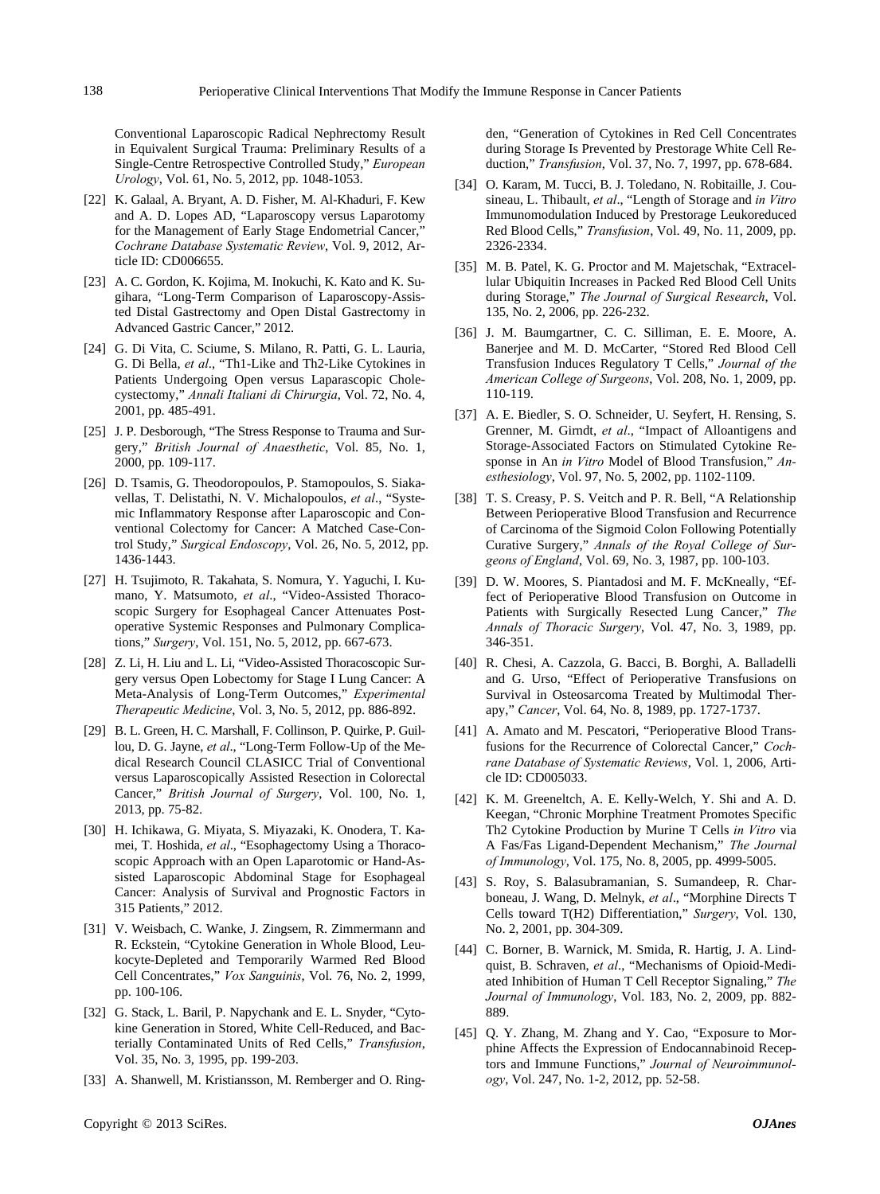Conventional Laparoscopic Radical Nephrectomy Result in Equivalent Surgical Trauma: Preliminary Results of a Single-Centre Retrospective Controlled Study," *European Urology*, Vol. 61, No. 5, 2012, pp. 1048-1053.

[22] K. Galaal, A. Bryant, A. D. Fisher, M. Al-Khaduri, F. Kew and A. D. Lopes AD, "Laparoscopy versus Laparotomy for the Management of Early Stage Endometrial Cancer," *Cochrane Database Systematic Review*, Vol. 9, 2012, Article ID: CD006655.

[23] A. C. Gordon, K. Kojima, M. Inokuchi, K. Kato and K. Sugihara, "Long-Term Comparison of Laparoscopy-Assisted Distal Gastrectomy and Open Distal Gastrectomy in Advanced Gastric Cancer," 2012.

[24] G. Di Vita, C. Sciume, S. Milano, R. Patti, G. L. Lauria, G. Di Bella, *et al*., "Th1-Like and Th2-Like Cytokines in Patients Undergoing Open versus Laparascopic Cholecystectomy," *Annali Italiani di Chirurgia*, Vol. 72, No. 4, 2001, pp. 485-491.

[25] J. P. Desborough, "The Stress Response to Trauma and Surgery," *British Journal of Anaesthetic*, Vol. 85, No. 1, 2000, pp. 109-117.

[26] D. Tsamis, G. Theodoropoulos, P. Stamopoulos, S. Siakavellas, T. Delistathi, N. V. Michalopoulos, *et al*., "Systemic Inflammatory Response after Laparoscopic and Conventional Colectomy for Cancer: A Matched Case-Control Study," *Surgical Endoscopy*, Vol. 26, No. 5, 2012, pp. 1436-1443.

[27] H. Tsujimoto, R. Takahata, S. Nomura, Y. Yaguchi, I. Kumano, Y. Matsumoto, *et al*., "Video-Assisted Thoracoscopic Surgery for Esophageal Cancer Attenuates Postoperative Systemic Responses and Pulmonary Complications," *Surgery*, Vol. 151, No. 5, 2012, pp. 667-673.

[28] Z. Li, H. Liu and L. Li, "Video-Assisted Thoracoscopic Surgery versus Open Lobectomy for Stage I Lung Cancer: A Meta-Analysis of Long-Term Outcomes," *Experimental Therapeutic Medicine*, Vol. 3, No. 5, 2012, pp. 886-892.

[29] B. L. Green, H. C. Marshall, F. Collinson, P. Quirke, P. Guillou, D. G. Jayne, *et al*., "Long-Term Follow-Up of the Medical Research Council CLASICC Trial of Conventional versus Laparoscopically Assisted Resection in Colorectal Cancer," *British Journal of Surgery*, Vol. 100, No. 1, 2013, pp. 75-82.

[30] H. Ichikawa, G. Miyata, S. Miyazaki, K. Onodera, T. Kamei, T. Hoshida, *et al*., "Esophagectomy Using a Thoracoscopic Approach with an Open Laparotomic or Hand-Assisted Laparoscopic Abdominal Stage for Esophageal Cancer: Analysis of Survival and Prognostic Factors in 315 Patients," 2012.

[31] V. Weisbach, C. Wanke, J. Zingsem, R. Zimmermann and R. Eckstein, "Cytokine Generation in Whole Blood, Leukocyte-Depleted and Temporarily Warmed Red Blood Cell Concentrates," *Vox Sanguinis*, Vol. 76, No. 2, 1999, pp. 100-106.

[32] G. Stack, L. Baril, P. Napychank and E. L. Snyder, "Cytokine Generation in Stored, White Cell-Reduced, and Bacterially Contaminated Units of Red Cells," *Transfusion*, Vol. 35, No. 3, 1995, pp. 199-203.

[33] A. Shanwell, M. Kristiansson, M. Remberger and O. Ringden, "Generation of Cytokines in Red Cell Concentrates during Storage Is Prevented by Prestorage White Cell Reduction," *Transfusion*, Vol. 37, No. 7, 1997, pp. 678-684.

[34] O. Karam, M. Tucci, B. J. Toledano, N. Robitaille, J. Cousineau, L. Thibault, *et al*., "Length of Storage and *in Vitro* Immunomodulation Induced by Prestorage Leukoreduced Red Blood Cells," *Transfusion*, Vol. 49, No. 11, 2009, pp. 2326-2334.

[35] M. B. Patel, K. G. Proctor and M. Majetschak, "Extracellular Ubiquitin Increases in Packed Red Blood Cell Units during Storage," *The Journal of Surgical Research*, Vol. 135, No. 2, 2006, pp. 226-232.

[36] J. M. Baumgartner, C. C. Silliman, E. E. Moore, A. Banerjee and M. D. McCarter, "Stored Red Blood Cell Transfusion Induces Regulatory T Cells," *Journal of the American College of Surgeons*, Vol. 208, No. 1, 2009, pp. 110-119.

[37] A. E. Biedler, S. O. Schneider, U. Seyfert, H. Rensing, S. Grenner, M. Girndt, *et al*., "Impact of Alloantigens and Storage-Associated Factors on Stimulated Cytokine Response in An *in Vitro* Model of Blood Transfusion," *Anesthesiology*, Vol. 97, No. 5, 2002, pp. 1102-1109.

[38] T. S. Creasy, P. S. Veitch and P. R. Bell, "A Relationship Between Perioperative Blood Transfusion and Recurrence of Carcinoma of the Sigmoid Colon Following Potentially Curative Surgery," *Annals of the Royal College of Surgeons of England*, Vol. 69, No. 3, 1987, pp. 100-103.

[39] D. W. Moores, S. Piantadosi and M. F. McKneally, "Effect of Perioperative Blood Transfusion on Outcome in Patients with Surgically Resected Lung Cancer," *The Annals of Thoracic Surgery*, Vol. 47, No. 3, 1989, pp. 346-351.

[40] R. Chesi, A. Cazzola, G. Bacci, B. Borghi, A. Balladelli and G. Urso, "Effect of Perioperative Transfusions on Survival in Osteosarcoma Treated by Multimodal Therapy," *Cancer*, Vol. 64, No. 8, 1989, pp. 1727-1737.

[41] A. Amato and M. Pescatori, "Perioperative Blood Transfusions for the Recurrence of Colorectal Cancer," *Cochrane Database of Systematic Reviews*, Vol. 1, 2006, Article ID: CD005033.

[42] K. M. Greeneltch, A. E. Kelly-Welch, Y. Shi and A. D. Keegan, "Chronic Morphine Treatment Promotes Specific Th2 Cytokine Production by Murine T Cells *in Vitro* via A Fas/Fas Ligand-Dependent Mechanism," *The Journal of Immunology*, Vol. 175, No. 8, 2005, pp. 4999-5005.

[43] S. Roy, S. Balasubramanian, S. Sumandeep, R. Charboneau, J. Wang, D. Melnyk, *et al*., "Morphine Directs T Cells toward T(H2) Differentiation," *Surgery*, Vol. 130, No. 2, 2001, pp. 304-309.

[44] C. Borner, B. Warnick, M. Smida, R. Hartig, J. A. Lindquist, B. Schraven, *et al*., "Mechanisms of Opioid-Mediated Inhibition of Human T Cell Receptor Signaling," *The Journal of Immunology*, Vol. 183, No. 2, 2009, pp. 882-889.

[45] Q. Y. Zhang, M. Zhang and Y. Cao, "Exposure to Morphine Affects the Expression of Endocannabinoid Receptors and Immune Functions," *Journal of Neuroimmunology*, Vol. 247, No. 1-2, 2012, pp. 52-58.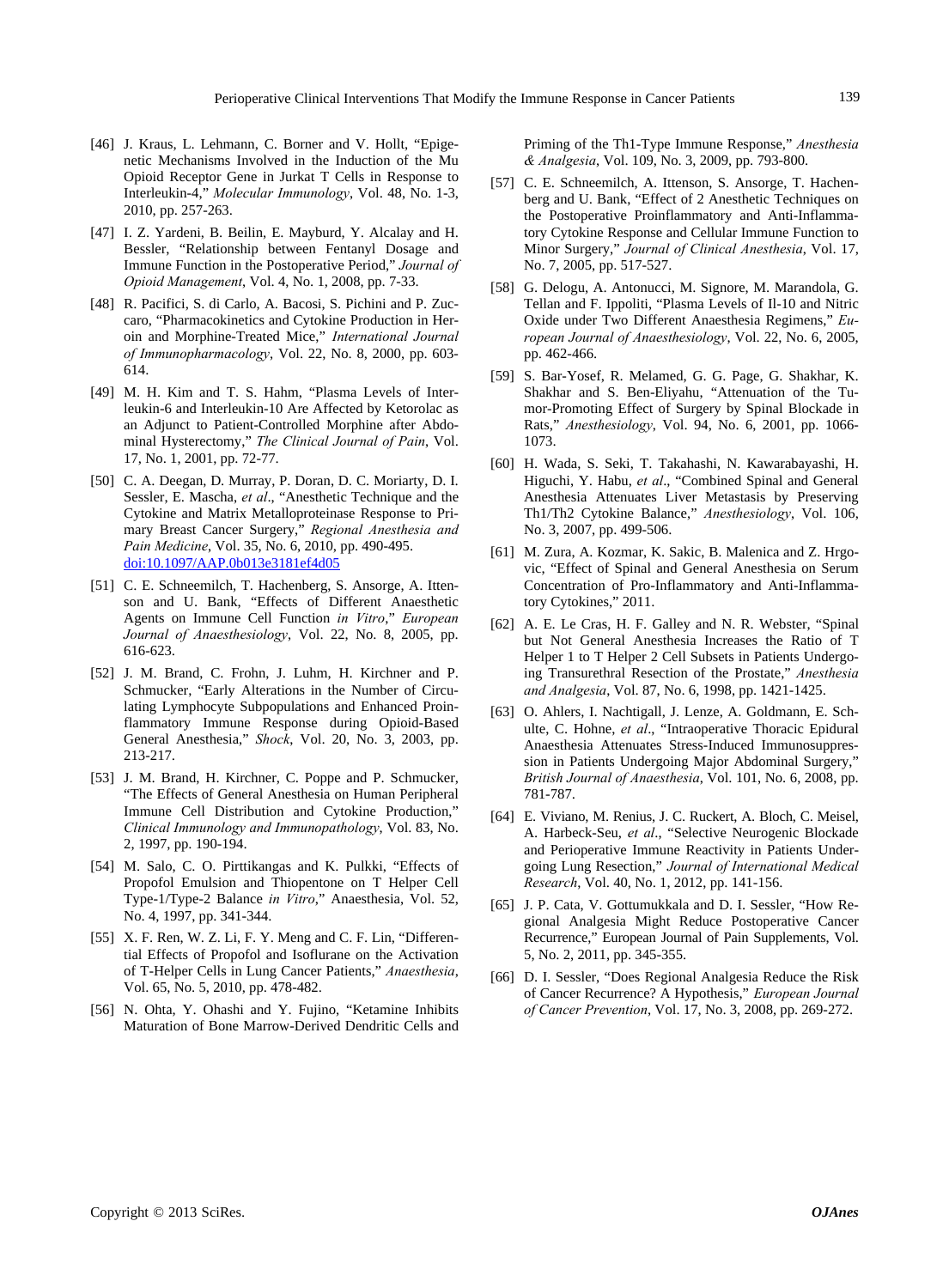[46] J. Kraus, L. Lehmann, C. Borner and V. Hollt, "Epigenetic Mechanisms Involved in the Induction of the Mu Opioid Receptor Gene in Jurkat T Cells in Response to Interleukin-4," *Molecular Immunology*, Vol. 48, No. 1-3, 2010, pp. 257-263.

[47] I. Z. Yardeni, B. Beilin, E. Mayburd, Y. Alcalay and H. Bessler, "Relationship between Fentanyl Dosage and Immune Function in the Postoperative Period," *Journal of Opioid Management*, Vol. 4, No. 1, 2008, pp. 7-33.

[48] R. Pacifici, S. di Carlo, A. Bacosi, S. Pichini and P. Zuccaro, "Pharmacokinetics and Cytokine Production in Heroin and Morphine-Treated Mice," *International Journal of Immunopharmacology*, Vol. 22, No. 8, 2000, pp. 603-614.

[49] M. H. Kim and T. S. Hahm, "Plasma Levels of Interleukin-6 and Interleukin-10 Are Affected by Ketorolac as an Adjunct to Patient-Controlled Morphine after Abdominal Hysterectomy," *The Clinical Journal of Pain*, Vol. 17, No. 1, 2001, pp. 72-77.

[50] C. A. Deegan, D. Murray, P. Doran, D. C. Moriarty, D. I. Sessler, E. Mascha, *et al*., "Anesthetic Technique and the Cytokine and Matrix Metalloproteinase Response to Primary Breast Cancer Surgery," *Regional Anesthesia and Pain Medicine*, Vol. 35, No. 6, 2010, pp. 490-495. doi:10.1097/AAP.0b013e3181ef4d05

[51] C. E. Schneemilch, T. Hachenberg, S. Ansorge, A. Ittenson and U. Bank, "Effects of Different Anaesthetic Agents on Immune Cell Function *in Vitro*," *European Journal of Anaesthesiology*, Vol. 22, No. 8, 2005, pp. 616-623.

[52] J. M. Brand, C. Frohn, J. Luhm, H. Kirchner and P. Schmucker, "Early Alterations in the Number of Circulating Lymphocyte Subpopulations and Enhanced Proinflammatory Immune Response during Opioid-Based General Anesthesia," *Shock*, Vol. 20, No. 3, 2003, pp. 213-217.

[53] J. M. Brand, H. Kirchner, C. Poppe and P. Schmucker, "The Effects of General Anesthesia on Human Peripheral Immune Cell Distribution and Cytokine Production," *Clinical Immunology and Immunopathology*, Vol. 83, No. 2, 1997, pp. 190-194.

[54] M. Salo, C. O. Pirttikangas and K. Pulkki, "Effects of Propofol Emulsion and Thiopentone on T Helper Cell Type-1/Type-2 Balance *in Vitro*," Anaesthesia, Vol. 52, No. 4, 1997, pp. 341-344.

[55] X. F. Ren, W. Z. Li, F. Y. Meng and C. F. Lin, "Differential Effects of Propofol and Isoflurane on the Activation of T-Helper Cells in Lung Cancer Patients," *Anaesthesia*, Vol. 65, No. 5, 2010, pp. 478-482.

[56] N. Ohta, Y. Ohashi and Y. Fujino, "Ketamine Inhibits Maturation of Bone Marrow-Derived Dendritic Cells and Priming of the Th1-Type Immune Response," *Anesthesia & Analgesia*, Vol. 109, No. 3, 2009, pp. 793-800.

[57] C. E. Schneemilch, A. Ittenson, S. Ansorge, T. Hachenberg and U. Bank, "Effect of 2 Anesthetic Techniques on the Postoperative Proinflammatory and Anti-Inflammatory Cytokine Response and Cellular Immune Function to Minor Surgery," *Journal of Clinical Anesthesia*, Vol. 17, No. 7, 2005, pp. 517-527.

[58] G. Delogu, A. Antonucci, M. Signore, M. Marandola, G. Tellan and F. Ippoliti, "Plasma Levels of Il-10 and Nitric Oxide under Two Different Anaesthesia Regimens," *European Journal of Anaesthesiology*, Vol. 22, No. 6, 2005, pp. 462-466.

[59] S. Bar-Yosef, R. Melamed, G. G. Page, G. Shakhar, K. Shakhar and S. Ben-Eliyahu, "Attenuation of the Tumor-Promoting Effect of Surgery by Spinal Blockade in Rats," *Anesthesiology*, Vol. 94, No. 6, 2001, pp. 1066-1073.

[60] H. Wada, S. Seki, T. Takahashi, N. Kawarabayashi, H. Higuchi, Y. Habu, *et al*., "Combined Spinal and General Anesthesia Attenuates Liver Metastasis by Preserving Th1/Th2 Cytokine Balance," *Anesthesiology*, Vol. 106, No. 3, 2007, pp. 499-506.

[61] M. Zura, A. Kozmar, K. Sakic, B. Malenica and Z. Hrgovic, "Effect of Spinal and General Anesthesia on Serum Concentration of Pro-Inflammatory and Anti-Inflammatory Cytokines," 2011.

[62] A. E. Le Cras, H. F. Galley and N. R. Webster, "Spinal but Not General Anesthesia Increases the Ratio of T Helper 1 to T Helper 2 Cell Subsets in Patients Undergoing Transurethral Resection of the Prostate," *Anesthesia and Analgesia*, Vol. 87, No. 6, 1998, pp. 1421-1425.

[63] O. Ahlers, I. Nachtigall, J. Lenze, A. Goldmann, E. Schulte, C. Hohne, *et al*., "Intraoperative Thoracic Epidural Anaesthesia Attenuates Stress-Induced Immunosuppression in Patients Undergoing Major Abdominal Surgery," *British Journal of Anaesthesia*, Vol. 101, No. 6, 2008, pp. 781-787.

[64] E. Viviano, M. Renius, J. C. Ruckert, A. Bloch, C. Meisel, A. Harbeck-Seu, *et al*., "Selective Neurogenic Blockade and Perioperative Immune Reactivity in Patients Undergoing Lung Resection," *Journal of International Medical Research*, Vol. 40, No. 1, 2012, pp. 141-156.

[65] J. P. Cata, V. Gottumukkala and D. I. Sessler, "How Regional Analgesia Might Reduce Postoperative Cancer Recurrence," European Journal of Pain Supplements, Vol. 5, No. 2, 2011, pp. 345-355.

[66] D. I. Sessler, "Does Regional Analgesia Reduce the Risk of Cancer Recurrence? A Hypothesis," *European Journal of Cancer Prevention*, Vol. 17, No. 3, 2008, pp. 269-272.